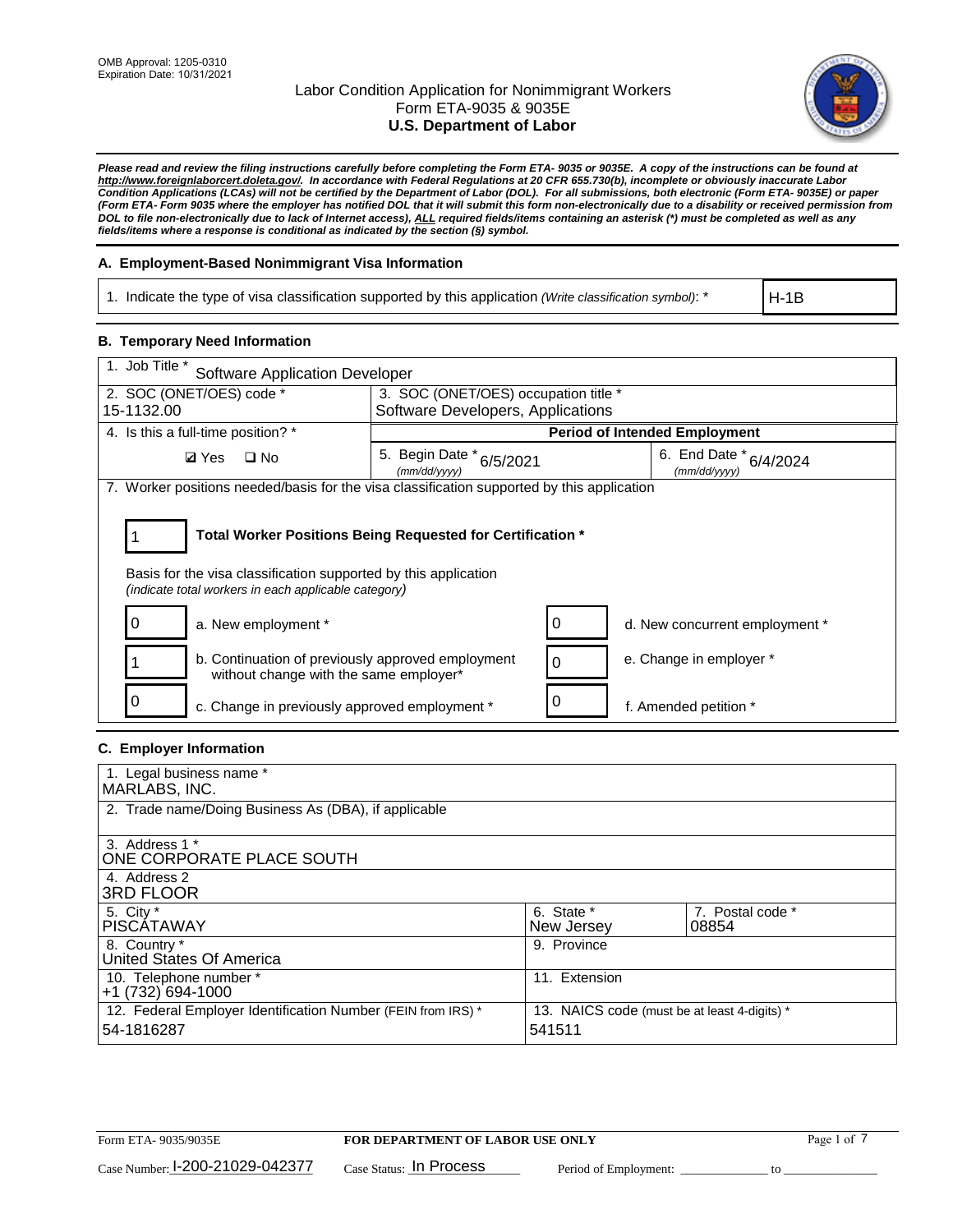OMB Approval: 1205-0310
Expiration Date: 10/31/2021

# Labor Condition Application for Nonimmigrant Workers
## Form ETA-9035 & 9035E
## U.S. Department of Labor

***Please read and review the filing instructions carefully before completing the Form ETA- 9035 or 9035E. A copy of the instructions can be found at http://www.foreignlaborcert.doleta.gov/. In accordance with Federal Regulations at 20 CFR 655.730(b), incomplete or obviously inaccurate Labor Condition Applications (LCAs) will not be certified by the Department of Labor (DOL). For all submissions, both electronic (Form ETA- 9035E) or paper (Form ETA- Form 9035 where the employer has notified DOL that it will submit this form non-electronically due to a disability or received permission from DOL to file non-electronically due to lack of Internet access), ALL required fields/items containing an asterisk (*) must be completed as well as any fields/items where a response is conditional as indicated by the section (§) symbol.***

### A. Employment-Based Nonimmigrant Visa Information

| 1. Indicate the type of visa classification supported by this application *(Write classification symbol)*: * | H-1B |
|---|---|

### B. Temporary Need Information

| 1. Job Title * Software Application Developer | | |
|---|---|---|
| 2. SOC (ONET/OES) code * 15-1132.00 | 3. SOC (ONET/OES) occupation title * Software Developers, Applications | |
| 4. Is this a full-time position? * | Period of Intended Employment | |
| ☑ Yes ☐ No | 5. Begin Date * (mm/dd/yyyy) 6/5/2021 | 6. End Date * (mm/dd/yyyy) 6/4/2024 |

7. Worker positions needed/basis for the visa classification supported by this application

**1** — **Total Worker Positions Being Requested for Certification ***

Basis for the visa classification supported by this application
*(indicate total workers in each applicable category)*

| Count | Category | Count | Category |
|---|---|---|---|
| 0 | a. New employment * | 0 | d. New concurrent employment * |
| 1 | b. Continuation of previously approved employment without change with the same employer* | 0 | e. Change in employer * |
| 0 | c. Change in previously approved employment * | 0 | f. Amended petition * |

### C. Employer Information

| 1. Legal business name * MARLABS, INC. | | |
|---|---|---|
| 2. Trade name/Doing Business As (DBA), if applicable | | |
| 3. Address 1 * ONE CORPORATE PLACE SOUTH | | |
| 4. Address 2 3RD FLOOR | | |
| 5. City * PISCATAWAY | 6. State * New Jersey | 7. Postal code * 08854 |
| 8. Country * United States Of America | 9. Province | |
| 10. Telephone number * +1 (732) 694-1000 | 11. Extension | |
| 12. Federal Employer Identification Number (FEIN from IRS) * 54-1816287 | 13. NAICS code (must be at least 4-digits) * 541511 | |

Form ETA- 9035/9035E — **FOR DEPARTMENT OF LABOR USE ONLY**

Case Number: I-200-21029-042377 Case Status: In Process Period of Employment: _____________ to _____________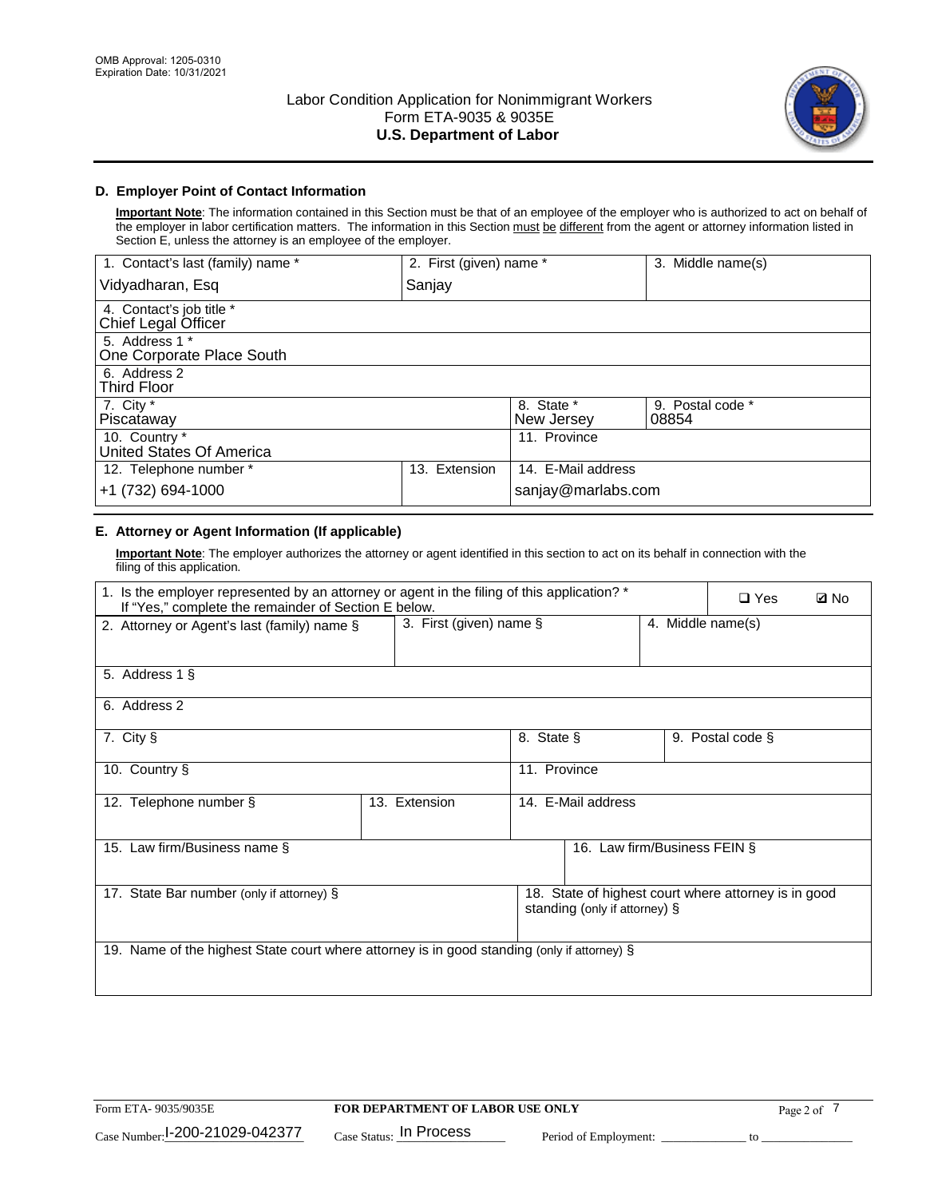## D. Employer Point of Contact Information

**Important Note**: The information contained in this Section must be that of an employee of the employer who is authorized to act on behalf of the employer in labor certification matters. The information in this Section must be different from the agent or attorney information listed in Section E, unless the attorney is an employee of the employer.

| 1. Contact's last (family) name * | 2. First (given) name * | 3. Middle name(s) |
|---|---|---|
| Vidyadharan, Esq | Sanjay | |
| 4. Contact's job title * Chief Legal Officer | | |
| 5. Address 1 * One Corporate Place South | | |
| 6. Address 2 Third Floor | | |
| 7. City * Piscataway | 8. State * New Jersey | 9. Postal code * 08854 |
| 10. Country * United States Of America | 11. Province | |
| 12. Telephone number * +1 (732) 694-1000 | 13. Extension | 14. E-Mail address sanjay@marlabs.com |

## E. Attorney or Agent Information (If applicable)

**Important Note**: The employer authorizes the attorney or agent identified in this section to act on its behalf in connection with the filing of this application.

| 1. Is the employer represented by an attorney or agent in the filing of this application? * If "Yes," complete the remainder of Section E below. | ❑ Yes ☑ No | |
|---|---|---|
| 2. Attorney or Agent's last (family) name § | 3. First (given) name § | 4. Middle name(s) |
| 5. Address 1 § | | |
| 6. Address 2 | | |
| 7. City § | 8. State § | 9. Postal code § |
| 10. Country § | 11. Province | |
| 12. Telephone number § | 13. Extension | 14. E-Mail address |
| 15. Law firm/Business name § | | 16. Law firm/Business FEIN § |
| 17. State Bar number (only if attorney) § | | 18. State of highest court where attorney is in good standing (only if attorney) § |
| 19. Name of the highest State court where attorney is in good standing (only if attorney) § | | |

Form ETA- 9035/9035E | **FOR DEPARTMENT OF LABOR USE ONLY**

Case Number: I-200-21029-042377 Case Status: In Process Period of Employment: _____________ to _____________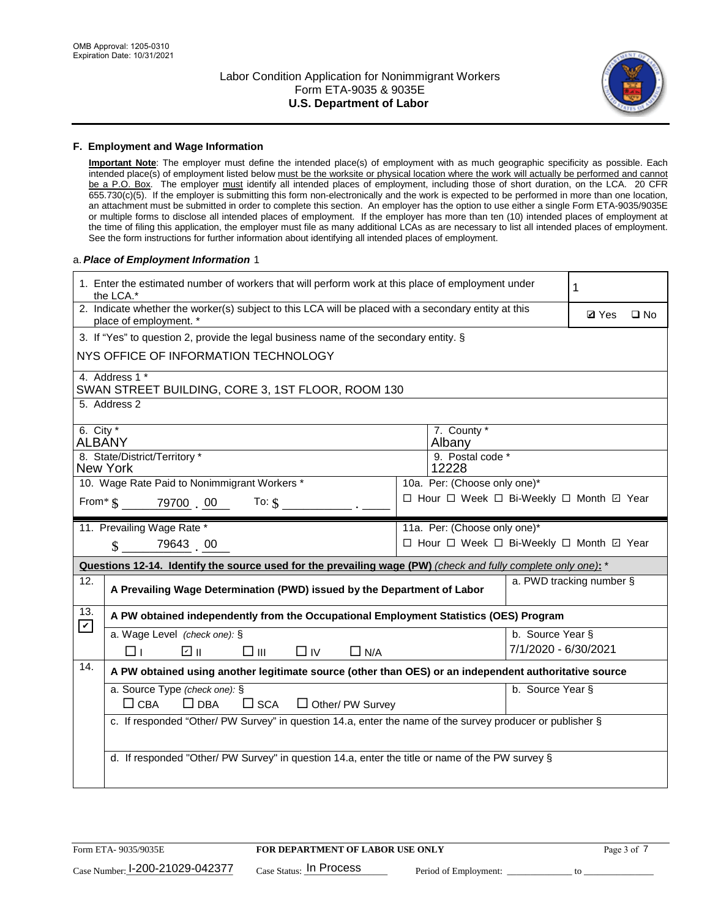## F. Employment and Wage Information

**Important Note**: The employer must define the intended place(s) of employment with as much geographic specificity as possible. Each intended place(s) of employment listed below must be the worksite or physical location where the work will actually be performed and cannot be a P.O. Box. The employer must identify all intended places of employment, including those of short duration, on the LCA. 20 CFR 655.730(c)(5). If the employer is submitting this form non-electronically and the work is expected to be performed in more than one location, an attachment must be submitted in order to complete this section. An employer has the option to use either a single Form ETA-9035/9035E or multiple forms to disclose all intended places of employment. If the employer has more than ten (10) intended places of employment at the time of filing this application, the employer must file as many additional LCAs as are necessary to list all intended places of employment. See the form instructions for further information about identifying all intended places of employment.

a. ***Place of Employment Information*** 1

1. Enter the estimated number of workers that will perform work at this place of employment under the LCA.* **1**

2. Indicate whether the worker(s) subject to this LCA will be placed with a secondary entity at this place of employment. * ☑ Yes ☐ No

3. If "Yes" to question 2, provide the legal business name of the secondary entity. §
NYS OFFICE OF INFORMATION TECHNOLOGY

4. Address 1 *
SWAN STREET BUILDING, CORE 3, 1ST FLOOR, ROOM 130

5. Address 2

| 6. City * | 7. County * |
|---|---|
| ALBANY | Albany |
| **8. State/District/Territory *** | **9. Postal code *** |
| New York | 12228 |

10. Wage Rate Paid to Nonimmigrant Workers *
From* $ 79700 . 00 To: $ ______ . ____

10a. Per: (Choose only one)*
☐ Hour ☐ Week ☐ Bi-Weekly ☐ Month ☑ Year

11. Prevailing Wage Rate *
$ 79643 . 00

11a. Per: (Choose only one)*
☐ Hour ☐ Week ☐ Bi-Weekly ☐ Month ☑ Year

**Questions 12-14. Identify the source used for the prevailing wage (PW)** *(check and fully complete only one)*: *

12. ☐ **A Prevailing Wage Determination (PWD) issued by the Department of Labor**
a. PWD tracking number §

13. ☑ **A PW obtained independently from the Occupational Employment Statistics (OES) Program**
a. Wage Level *(check one)*: § ☐ I ☑ II ☐ III ☐ IV ☐ N/A
b. Source Year § 7/1/2020 - 6/30/2021

14. ☐ **A PW obtained using another legitimate source (other than OES) or an independent authoritative source**
a. Source Type *(check one)*: § ☐ CBA ☐ DBA ☐ SCA ☐ Other/ PW Survey
b. Source Year §
c. If responded "Other/ PW Survey" in question 14.a, enter the name of the survey producer or publisher §
d. If responded "Other/ PW Survey" in question 14.a, enter the title or name of the PW survey §

Form ETA- 9035/9035E **FOR DEPARTMENT OF LABOR USE ONLY**

Case Number: I-200-21029-042377 Case Status: In Process Period of Employment: ____________ to ____________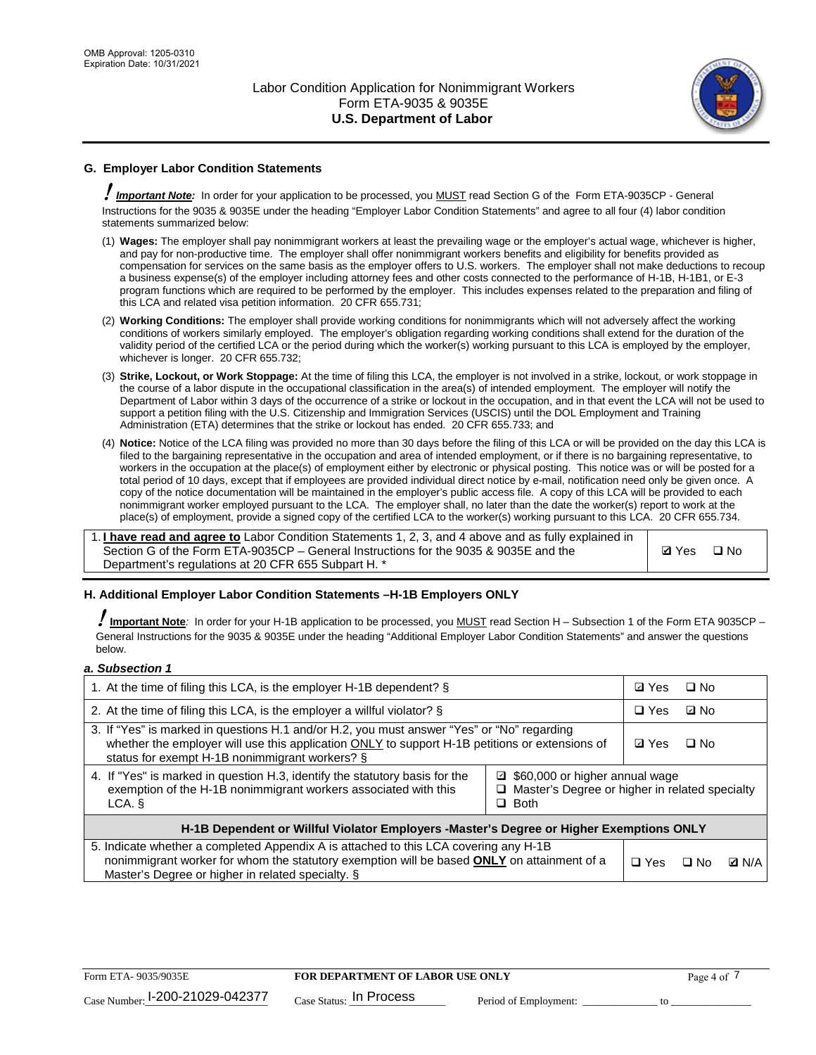## G. Employer Labor Condition Statements

**! *Important Note:*** In order for your application to be processed, you MUST read Section G of the Form ETA-9035CP - General Instructions for the 9035 & 9035E under the heading "Employer Labor Condition Statements" and agree to all four (4) labor condition statements summarized below:

(1) **Wages:** The employer shall pay nonimmigrant workers at least the prevailing wage or the employer's actual wage, whichever is higher, and pay for non-productive time. The employer shall offer nonimmigrant workers benefits and eligibility for benefits provided as compensation for services on the same basis as the employer offers to U.S. workers. The employer shall not make deductions to recoup a business expense(s) of the employer including attorney fees and other costs connected to the performance of H-1B, H-1B1, or E-3 program functions which are required to be performed by the employer. This includes expenses related to the preparation and filing of this LCA and related visa petition information. 20 CFR 655.731;

(2) **Working Conditions:** The employer shall provide working conditions for nonimmigrants which will not adversely affect the working conditions of workers similarly employed. The employer's obligation regarding working conditions shall extend for the duration of the validity period of the certified LCA or the period during which the worker(s) working pursuant to this LCA is employed by the employer, whichever is longer. 20 CFR 655.732;

(3) **Strike, Lockout, or Work Stoppage:** At the time of filing this LCA, the employer is not involved in a strike, lockout, or work stoppage in the course of a labor dispute in the occupational classification in the area(s) of intended employment. The employer will notify the Department of Labor within 3 days of the occurrence of a strike or lockout in the occupation, and in that event the LCA will not be used to support a petition filing with the U.S. Citizenship and Immigration Services (USCIS) until the DOL Employment and Training Administration (ETA) determines that the strike or lockout has ended. 20 CFR 655.733; and

(4) **Notice:** Notice of the LCA filing was provided no more than 30 days before the filing of this LCA or will be provided on the day this LCA is filed to the bargaining representative in the occupation and area of intended employment, or if there is no bargaining representative, to workers in the occupation at the place(s) of employment either by electronic or physical posting. This notice was or will be posted for a total period of 10 days, except that if employees are provided individual direct notice by e-mail, notification need only be given once. A copy of the notice documentation will be maintained in the employer's public access file. A copy of this LCA will be provided to each nonimmigrant worker employed pursuant to the LCA. The employer shall, no later than the date the worker(s) report to work at the place(s) of employment, provide a signed copy of the certified LCA to the worker(s) working pursuant to this LCA. 20 CFR 655.734.

| | |
|---|---|
| 1. **I have read and agree to** Labor Condition Statements 1, 2, 3, and 4 above and as fully explained in Section G of the Form ETA-9035CP – General Instructions for the 9035 & 9035E and the Department's regulations at 20 CFR 655 Subpart H. * | ☑ Yes ☐ No |

## H. Additional Employer Labor Condition Statements –H-1B Employers ONLY

**! Important Note***:* In order for your H-1B application to be processed, you MUST read Section H – Subsection 1 of the Form ETA 9035CP – General Instructions for the 9035 & 9035E under the heading "Additional Employer Labor Condition Statements" and answer the questions below.

***a. Subsection 1***

| | | |
|---|---|---|
| 1. At the time of filing this LCA, is the employer H-1B dependent? § | | ☑ Yes ☐ No |
| 2. At the time of filing this LCA, is the employer a willful violator? § | | ☐ Yes ☑ No |
| 3. If "Yes" is marked in questions H.1 and/or H.2, you must answer "Yes" or "No" regarding whether the employer will use this application ONLY to support H-1B petitions or extensions of status for exempt H-1B nonimmigrant workers? § | | ☑ Yes ☐ No |
| 4. If "Yes" is marked in question H.3, identify the statutory basis for the exemption of the H-1B nonimmigrant workers associated with this LCA. § | ☑ $60,000 or higher annual wage<br>☐ Master's Degree or higher in related specialty<br>☐ Both | |
| **H-1B Dependent or Willful Violator Employers -Master's Degree or Higher Exemptions ONLY** | | |
| 5. Indicate whether a completed Appendix A is attached to this LCA covering any H-1B nonimmigrant worker for whom the statutory exemption will be based **ONLY** on attainment of a Master's Degree or higher in related specialty. § | | ☐ Yes ☐ No ☑ N/A |

Form ETA- 9035/9035E — **FOR DEPARTMENT OF LABOR USE ONLY**

Case Number: I-200-21029-042377 Case Status: In Process Period of Employment: _____________ to _____________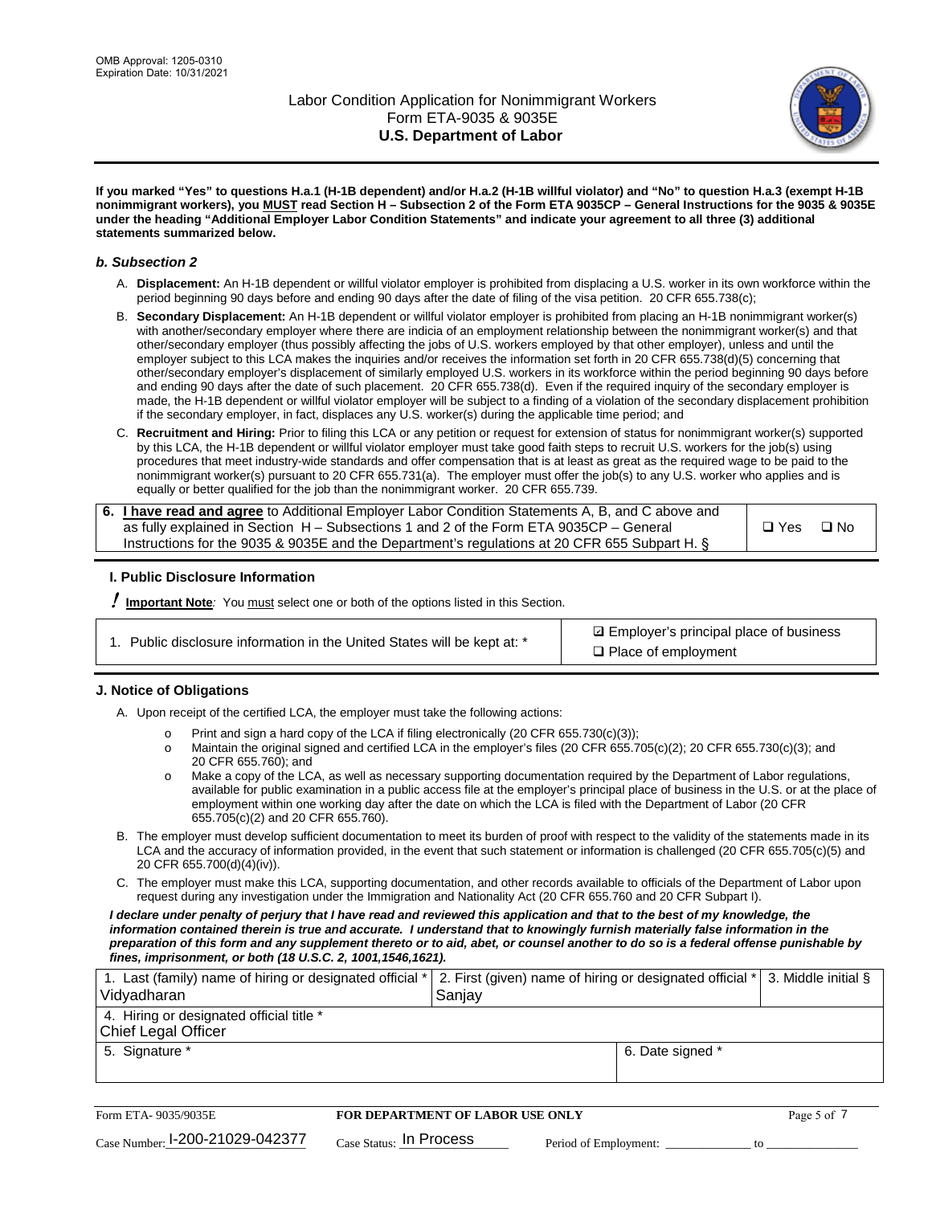**If you marked "Yes" to questions H.a.1 (H-1B dependent) and/or H.a.2 (H-1B willful violator) and "No" to question H.a.3 (exempt H-1B nonimmigrant workers), you MUST read Section H – Subsection 2 of the Form ETA 9035CP – General Instructions for the 9035 & 9035E under the heading "Additional Employer Labor Condition Statements" and indicate your agreement to all three (3) additional statements summarized below.**

### *b. Subsection 2*

A. **Displacement:** An H-1B dependent or willful violator employer is prohibited from displacing a U.S. worker in its own workforce within the period beginning 90 days before and ending 90 days after the date of filing of the visa petition. 20 CFR 655.738(c);

B. **Secondary Displacement:** An H-1B dependent or willful violator employer is prohibited from placing an H-1B nonimmigrant worker(s) with another/secondary employer where there are indicia of an employment relationship between the nonimmigrant worker(s) and that other/secondary employer (thus possibly affecting the jobs of U.S. workers employed by that other employer), unless and until the employer subject to this LCA makes the inquiries and/or receives the information set forth in 20 CFR 655.738(d)(5) concerning that other/secondary employer's displacement of similarly employed U.S. workers in its workforce within the period beginning 90 days before and ending 90 days after the date of such placement. 20 CFR 655.738(d). Even if the required inquiry of the secondary employer is made, the H-1B dependent or willful violator employer will be subject to a finding of a violation of the secondary displacement prohibition if the secondary employer, in fact, displaces any U.S. worker(s) during the applicable time period; and

C. **Recruitment and Hiring:** Prior to filing this LCA or any petition or request for extension of status for nonimmigrant worker(s) supported by this LCA, the H-1B dependent or willful violator employer must take good faith steps to recruit U.S. workers for the job(s) using procedures that meet industry-wide standards and offer compensation that is at least as great as the required wage to be paid to the nonimmigrant worker(s) pursuant to 20 CFR 655.731(a). The employer must offer the job(s) to any U.S. worker who applies and is equally or better qualified for the job than the nonimmigrant worker. 20 CFR 655.739.

| 6. **I have read and agree** to Additional Employer Labor Condition Statements A, B, and C above and as fully explained in Section H – Subsections 1 and 2 of the Form ETA 9035CP – General Instructions for the 9035 & 9035E and the Department's regulations at 20 CFR 655 Subpart H. § | ❑ Yes ❑ No |
|---|---|

### I. Public Disclosure Information

**! Important Note***:* You must select one or both of the options listed in this Section.

| 1. Public disclosure information in the United States will be kept at: * | ☑ Employer's principal place of business<br>❑ Place of employment |
|---|---|

### J. Notice of Obligations

A. Upon receipt of the certified LCA, the employer must take the following actions:

- o Print and sign a hard copy of the LCA if filing electronically (20 CFR 655.730(c)(3));
- o Maintain the original signed and certified LCA in the employer's files (20 CFR 655.705(c)(2); 20 CFR 655.730(c)(3); and 20 CFR 655.760); and
- o Make a copy of the LCA, as well as necessary supporting documentation required by the Department of Labor regulations, available for public examination in a public access file at the employer's principal place of business in the U.S. or at the place of employment within one working day after the date on which the LCA is filed with the Department of Labor (20 CFR 655.705(c)(2) and 20 CFR 655.760).

B. The employer must develop sufficient documentation to meet its burden of proof with respect to the validity of the statements made in its LCA and the accuracy of information provided, in the event that such statement or information is challenged (20 CFR 655.705(c)(5) and 20 CFR 655.700(d)(4)(iv)).

C. The employer must make this LCA, supporting documentation, and other records available to officials of the Department of Labor upon request during any investigation under the Immigration and Nationality Act (20 CFR 655.760 and 20 CFR Subpart I).

***I declare under penalty of perjury that I have read and reviewed this application and that to the best of my knowledge, the information contained therein is true and accurate. I understand that to knowingly furnish materially false information in the preparation of this form and any supplement thereto or to aid, abet, or counsel another to do so is a federal offense punishable by fines, imprisonment, or both (18 U.S.C. 2, 1001,1546,1621).***

| 1. Last (family) name of hiring or designated official * Vidyadharan | 2. First (given) name of hiring or designated official * Sanjay | 3. Middle initial § |
|---|---|---|
| 4. Hiring or designated official title * Chief Legal Officer | | |
| 5. Signature * | 6. Date signed * | |

| Form ETA- 9035/9035E | FOR DEPARTMENT OF LABOR USE ONLY | |
|---|---|---|
| Case Number: I-200-21029-042377 | Case Status: In Process | Period of Employment: _____________ to _____________ |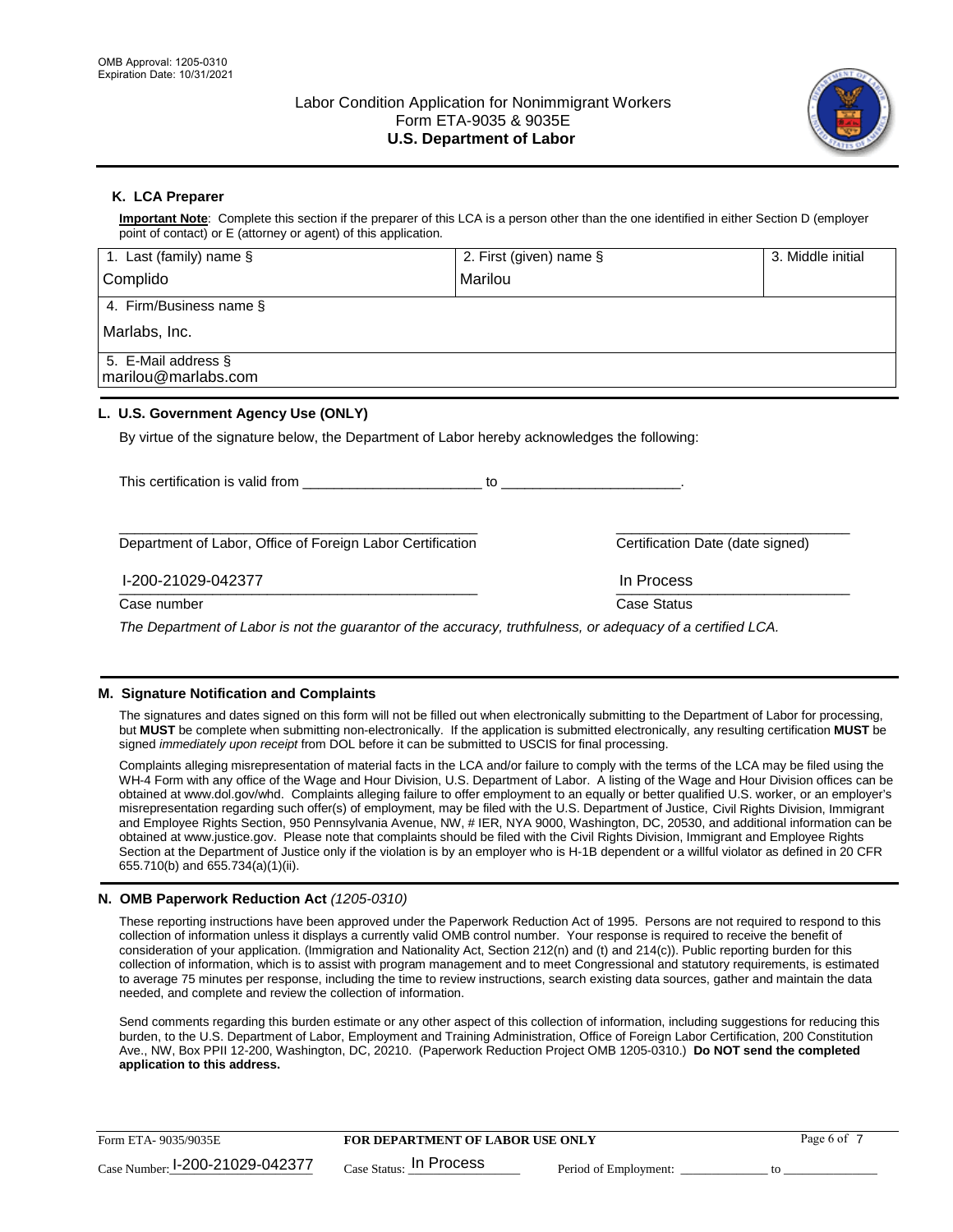OMB Approval: 1205-0310
Expiration Date: 10/31/2021

# Labor Condition Application for Nonimmigrant Workers
## Form ETA-9035 & 9035E
## U.S. Department of Labor

### K. LCA Preparer

**Important Note**: Complete this section if the preparer of this LCA is a person other than the one identified in either Section D (employer point of contact) or E (attorney or agent) of this application.

| 1. Last (family) name § | 2. First (given) name § | 3. Middle initial |
|---|---|---|
| Complido | Marilou | |
| 4. Firm/Business name § | | |
| Marlabs, Inc. | | |
| 5. E-Mail address § | | |
| marilou@marlabs.com | | |

### L. U.S. Government Agency Use (ONLY)

By virtue of the signature below, the Department of Labor hereby acknowledges the following:

This certification is valid from _______________________ to _______________________.

_______________________________________________ Department of Labor, Office of Foreign Labor Certification

_______________________________ Certification Date (date signed)

I-200-21029-042377
Case number

In Process
Case Status

*The Department of Labor is not the guarantor of the accuracy, truthfulness, or adequacy of a certified LCA.*

### M. Signature Notification and Complaints

The signatures and dates signed on this form will not be filled out when electronically submitting to the Department of Labor for processing, but **MUST** be complete when submitting non-electronically. If the application is submitted electronically, any resulting certification **MUST** be signed *immediately upon receipt* from DOL before it can be submitted to USCIS for final processing.

Complaints alleging misrepresentation of material facts in the LCA and/or failure to comply with the terms of the LCA may be filed using the WH-4 Form with any office of the Wage and Hour Division, U.S. Department of Labor. A listing of the Wage and Hour Division offices can be obtained at www.dol.gov/whd. Complaints alleging failure to offer employment to an equally or better qualified U.S. worker, or an employer's misrepresentation regarding such offer(s) of employment, may be filed with the U.S. Department of Justice, Civil Rights Division, Immigrant and Employee Rights Section, 950 Pennsylvania Avenue, NW, # IER, NYA 9000, Washington, DC, 20530, and additional information can be obtained at www.justice.gov. Please note that complaints should be filed with the Civil Rights Division, Immigrant and Employee Rights Section at the Department of Justice only if the violation is by an employer who is H-1B dependent or a willful violator as defined in 20 CFR 655.710(b) and 655.734(a)(1)(ii).

### N. OMB Paperwork Reduction Act *(1205-0310)*

These reporting instructions have been approved under the Paperwork Reduction Act of 1995. Persons are not required to respond to this collection of information unless it displays a currently valid OMB control number. Your response is required to receive the benefit of consideration of your application. (Immigration and Nationality Act, Section 212(n) and (t) and 214(c)). Public reporting burden for this collection of information, which is to assist with program management and to meet Congressional and statutory requirements, is estimated to average 75 minutes per response, including the time to review instructions, search existing data sources, gather and maintain the data needed, and complete and review the collection of information.

Send comments regarding this burden estimate or any other aspect of this collection of information, including suggestions for reducing this burden, to the U.S. Department of Labor, Employment and Training Administration, Office of Foreign Labor Certification, 200 Constitution Ave., NW, Box PPII 12-200, Washington, DC, 20210. (Paperwork Reduction Project OMB 1205-0310.) **Do NOT send the completed application to this address.**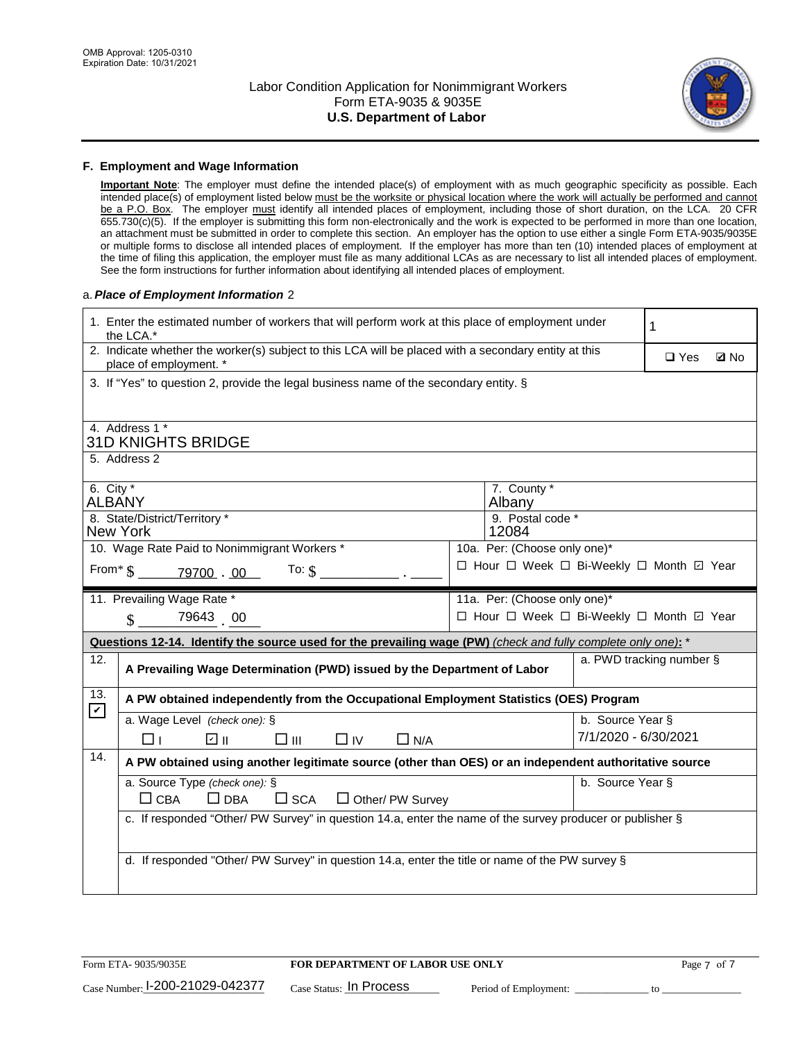OMB Approval: 1205-0310
Expiration Date: 10/31/2021

# Labor Condition Application for Nonimmigrant Workers
## Form ETA-9035 & 9035E
## U.S. Department of Labor

### F. Employment and Wage Information

**Important Note**: The employer must define the intended place(s) of employment with as much geographic specificity as possible. Each intended place(s) of employment listed below must be the worksite or physical location where the work will actually be performed and cannot be a P.O. Box. The employer must identify all intended places of employment, including those of short duration, on the LCA. 20 CFR 655.730(c)(5). If the employer is submitting this form non-electronically and the work is expected to be performed in more than one location, an attachment must be submitted in order to complete this section. An employer has the option to use either a single Form ETA-9035/9035E or multiple forms to disclose all intended places of employment. If the employer has more than ten (10) intended places of employment at the time of filing this application, the employer must file as many additional LCAs as are necessary to list all intended places of employment. See the form instructions for further information about identifying all intended places of employment.

a. ***Place of Employment Information*** 2

| | |
|---|---|
| 1. Enter the estimated number of workers that will perform work at this place of employment under the LCA.* | 1 |
| 2. Indicate whether the worker(s) subject to this LCA will be placed with a secondary entity at this place of employment. * | ☐ Yes ☑ No |
| 3. If "Yes" to question 2, provide the legal business name of the secondary entity. § | |
| 4. Address 1 * 31D KNIGHTS BRIDGE | |
| 5. Address 2 | |
| 6. City * ALBANY | 7. County * Albany |
| 8. State/District/Territory * New York | 9. Postal code * 12084 |
| 10. Wage Rate Paid to Nonimmigrant Workers * From* $ 79700 . 00 To: $ ______ . ____ | 10a. Per: (Choose only one)* ☐ Hour ☐ Week ☐ Bi-Weekly ☐ Month ☑ Year |
| 11. Prevailing Wage Rate * $ 79643 . 00 | 11a. Per: (Choose only one)* ☐ Hour ☐ Week ☐ Bi-Weekly ☐ Month ☑ Year |

**Questions 12-14. Identify the source used for the prevailing wage (PW)** *(check and fully complete only one)*: *

| | | |
|---|---|---|
| 12. | **A Prevailing Wage Determination (PWD) issued by the Department of Labor** | a. PWD tracking number § |
| 13. ☑ | **A PW obtained independently from the Occupational Employment Statistics (OES) Program** | |
| | a. Wage Level *(check one)*: § ☐ I ☑ II ☐ III ☐ IV ☐ N/A | b. Source Year § 7/1/2020 - 6/30/2021 |
| 14. | **A PW obtained using another legitimate source (other than OES) or an independent authoritative source** | |
| | a. Source Type *(check one)*: § ☐ CBA ☐ DBA ☐ SCA ☐ Other/ PW Survey | b. Source Year § |
| | c. If responded "Other/ PW Survey" in question 14.a, enter the name of the survey producer or publisher § | |
| | d. If responded "Other/ PW Survey" in question 14.a, enter the title or name of the PW survey § | |

Form ETA- 9035/9035E **FOR DEPARTMENT OF LABOR USE ONLY**

Case Number: I-200-21029-042377 Case Status: In Process Period of Employment: ____________ to ____________